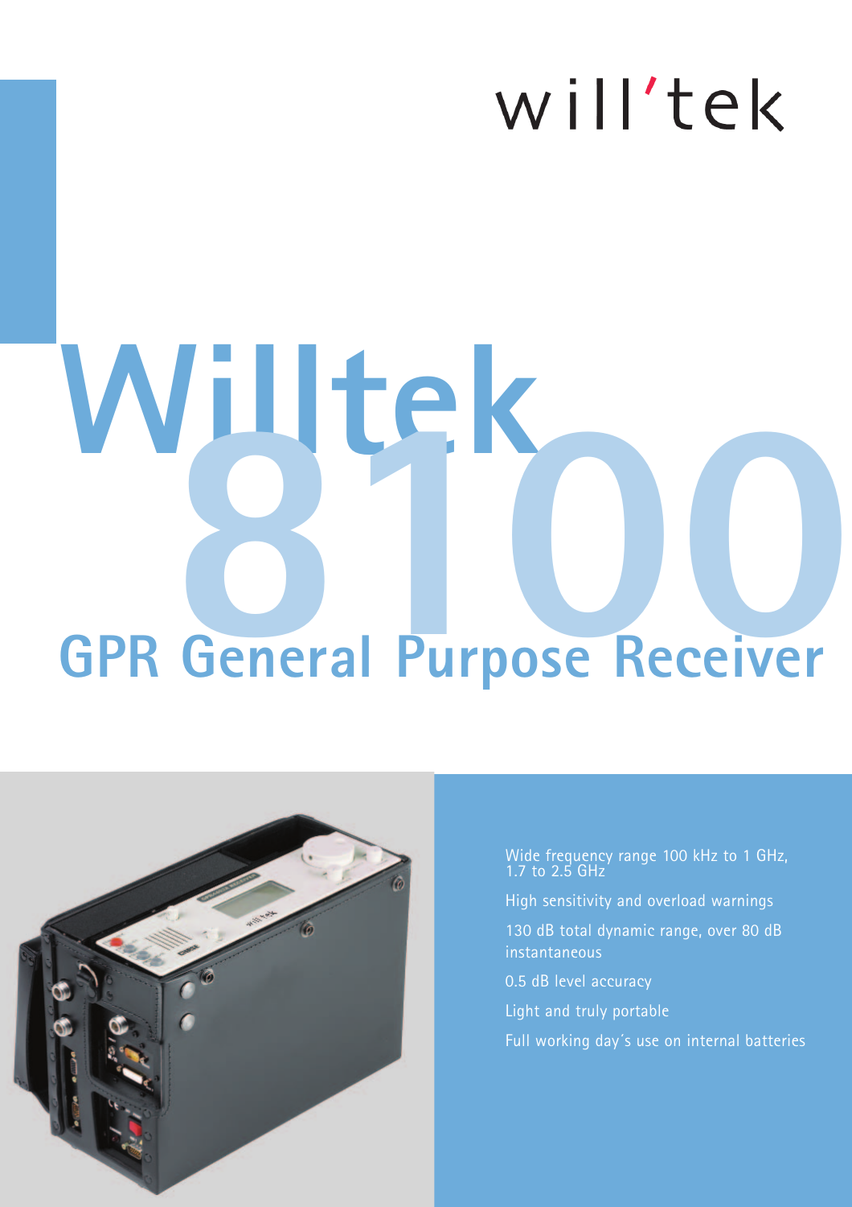will'tek

# Willtek 8100

## GPR General Purpose Receiver

- Wide frequency range 100 kHz to 1 GHz, 1.7 to 2.5 GHz
- High sensitivity and overload warnings
- 130 dB total dynamic range, over 80 dB instantaneous
- 0.5 dB level accuracy
- Light and truly portable
- Full working day´s use on internal batteries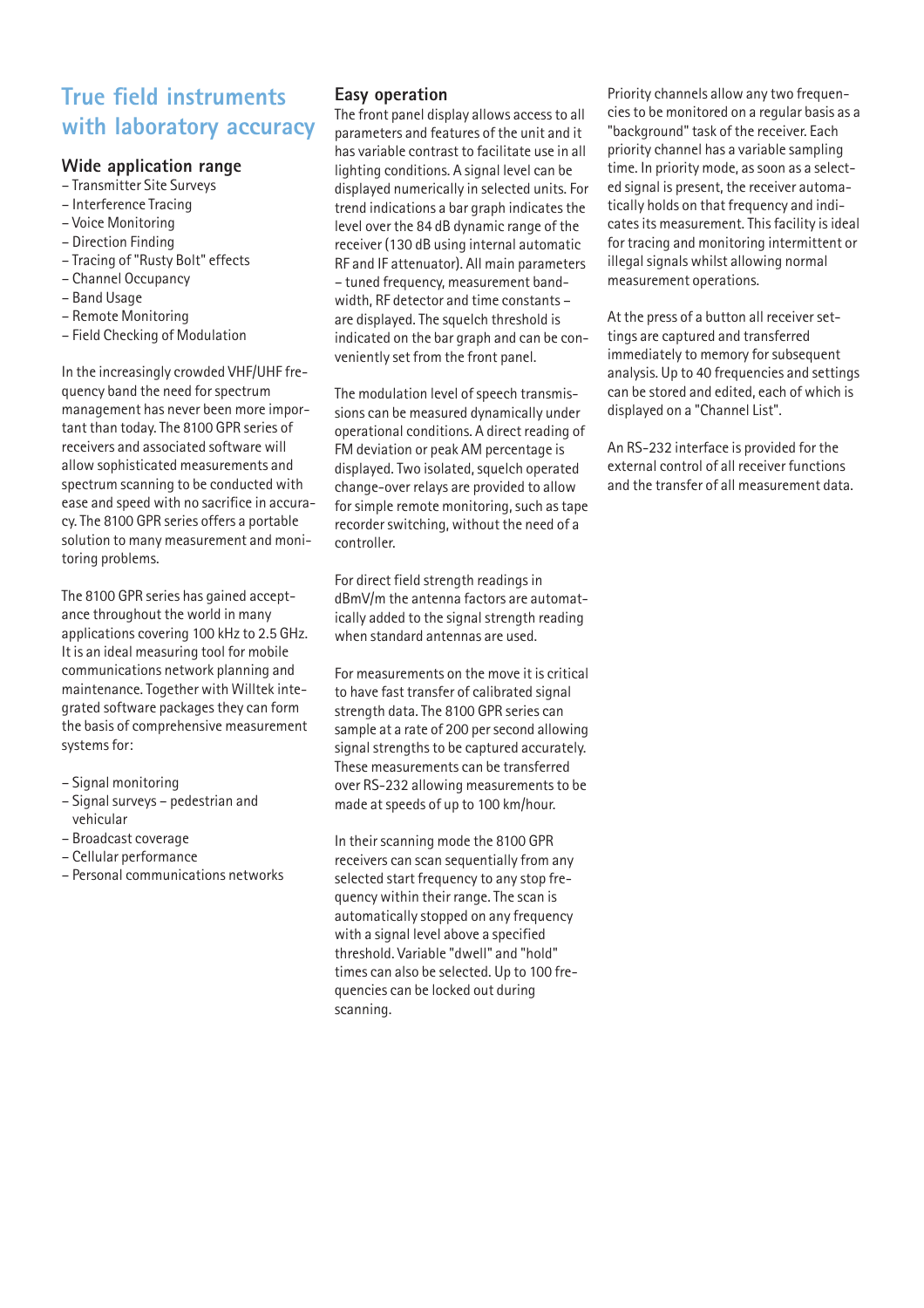# True field instruments with laboratory accuracy

## Wide application range

- Transmitter Site Surveys
- Interference Tracing
- Voice Monitoring
- Direction Finding
- Tracing of "Rusty Bolt" effects
- Channel Occupancy
- Band Usage
- Remote Monitoring
- Field Checking of Modulation

In the increasingly crowded VHF/UHF frequency band the need for spectrum management has never been more important than today. The 8100 GPR series of receivers and associated software will allow sophisticated measurements and spectrum scanning to be conducted with ease and speed with no sacrifice in accuracy. The 8100 GPR series offers a portable solution to many measurement and monitoring problems.

The 8100 GPR series has gained acceptance throughout the world in many applications covering 100 kHz to 2.5 GHz. It is an ideal measuring tool for mobile communications network planning and maintenance. Together with Willtek integrated software packages they can form the basis of comprehensive measurement systems for:

- Signal monitoring
- Signal surveys – pedestrian and vehicular
- Broadcast coverage
- Cellular performance
- Personal communications networks

## Easy operation

The front panel display allows access to all parameters and features of the unit and it has variable contrast to facilitate use in all lighting conditions. A signal level can be displayed numerically in selected units. For trend indications a bar graph indicates the level over the 84 dB dynamic range of the receiver (130 dB using internal automatic RF and IF attenuator). All main parameters – tuned frequency, measurement bandwidth, RF detector and time constants – are displayed. The squelch threshold is indicated on the bar graph and can be conveniently set from the front panel.

The modulation level of speech transmissions can be measured dynamically under operational conditions. A direct reading of FM deviation or peak AM percentage is displayed. Two isolated, squelch operated change-over relays are provided to allow for simple remote monitoring, such as tape recorder switching, without the need of a controller.

For direct field strength readings in dBmV/m the antenna factors are automatically added to the signal strength reading when standard antennas are used.

For measurements on the move it is critical to have fast transfer of calibrated signal strength data. The 8100 GPR series can sample at a rate of 200 per second allowing signal strengths to be captured accurately. These measurements can be transferred over RS-232 allowing measurements to be made at speeds of up to 100 km/hour.

In their scanning mode the 8100 GPR receivers can scan sequentially from any selected start frequency to any stop frequency within their range. The scan is automatically stopped on any frequency with a signal level above a specified threshold. Variable "dwell" and "hold" times can also be selected. Up to 100 frequencies can be locked out during scanning.

Priority channels allow any two frequencies to be monitored on a regular basis as a "background" task of the receiver. Each priority channel has a variable sampling time. In priority mode, as soon as a selected signal is present, the receiver automatically holds on that frequency and indicates its measurement. This facility is ideal for tracing and monitoring intermittent or illegal signals whilst allowing normal measurement operations.

At the press of a button all receiver settings are captured and transferred immediately to memory for subsequent analysis. Up to 40 frequencies and settings can be stored and edited, each of which is displayed on a "Channel List".

An RS-232 interface is provided for the external control of all receiver functions and the transfer of all measurement data.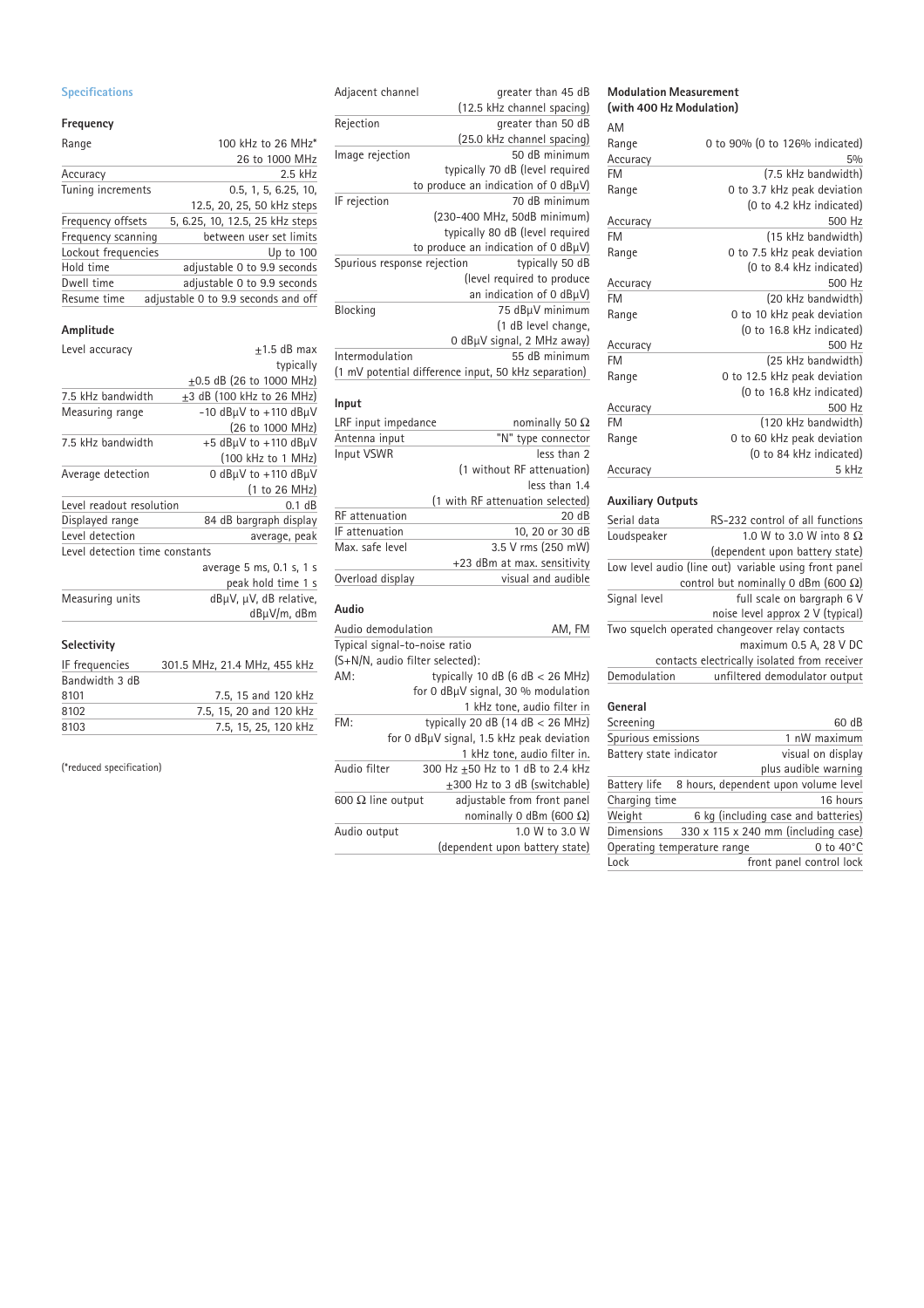## Specifications

### Frequency

| | |
|---|---|
| Range | 100 kHz to 26 MHz* 26 to 1000 MHz |
| Accuracy | 2.5 kHz |
| Tuning increments | 0.5, 1, 5, 6.25, 10, 12.5, 20, 25, 50 kHz steps |
| Frequency offsets | 5, 6.25, 10, 12.5, 25 kHz steps |
| Frequency scanning | between user set limits |
| Lockout frequencies | Up to 100 |
| Hold time | adjustable 0 to 9.9 seconds |
| Dwell time | adjustable 0 to 9.9 seconds |
| Resume time | adjustable 0 to 9.9 seconds and off |

### Amplitude

| | |
|---|---|
| Level accuracy | ±1.5 dB max typically ±0.5 dB (26 to 1000 MHz) |
| 7.5 kHz bandwidth | ±3 dB (100 kHz to 26 MHz) |
| Measuring range | -10 dBμV to +110 dBμV (26 to 1000 MHz) |
| 7.5 kHz bandwidth | +5 dBμV to +110 dBμV (100 kHz to 1 MHz) |
| Average detection | 0 dBμV to +110 dBμV (1 to 26 MHz) |
| Level readout resolution | 0.1 dB |
| Displayed range | 84 dB bargraph display |
| Level detection | average, peak |
| Level detection time constants | average 5 ms, 0.1 s, 1 s peak hold time 1 s |
| Measuring units | dBμV, μV, dB relative, dBμV/m, dBm |

### Selectivity

| | |
|---|---|
| IF frequencies | 301.5 MHz, 21.4 MHz, 455 kHz |
| Bandwidth 3 dB | |
| 8101 | 7.5, 15 and 120 kHz |
| 8102 | 7.5, 15, 20 and 120 kHz |
| 8103 | 7.5, 15, 25, 120 kHz |

(*reduced specification)

| | |
|---|---|
| Adjacent channel | greater than 45 dB (12.5 kHz channel spacing) |
| Rejection | greater than 50 dB (25.0 kHz channel spacing) |
| Image rejection | 50 dB minimum typically 70 dB (level required to produce an indication of 0 dBμV) |
| IF rejection | 70 dB minimum (230-400 MHz, 50dB minimum) typically 80 dB (level required to produce an indication of 0 dBμV) |
| Spurious response rejection | typically 50 dB (level required to produce an indication of 0 dBμV) |
| Blocking | 75 dBμV minimum (1 dB level change, 0 dBμV signal, 2 MHz away) |
| Intermodulation | 55 dB minimum (1 mV potential difference input, 50 kHz separation) |

### Input

| | |
|---|---|
| LRF input impedance | nominally 50 Ω |
| Antenna input | "N" type connector |
| Input VSWR | less than 2 (1 without RF attenuation) less than 1.4 (1 with RF attenuation selected) |
| RF attenuation | 20 dB |
| IF attenuation | 10, 20 or 30 dB |
| Max. safe level | 3.5 V rms (250 mW) +23 dBm at max. sensitivity |
| Overload display | visual and audible |

### Audio

| | |
|---|---|
| Audio demodulation | AM, FM |
| Typical signal-to-noise ratio (S+N/N, audio filter selected): | |
| AM: | typically 10 dB (6 dB < 26 MHz) for 0 dBμV signal, 30 % modulation 1 kHz tone, audio filter in |
| FM: | typically 20 dB (14 dB < 26 MHz) for 0 dBμV signal, 1.5 kHz peak deviation 1 kHz tone, audio filter in. |
| Audio filter | 300 Hz ±50 Hz to 1 dB to 2.4 kHz ±300 Hz to 3 dB (switchable) |
| 600 Ω line output | adjustable from front panel nominally 0 dBm (600 Ω) |
| Audio output | 1.0 W to 3.0 W (dependent upon battery state) |

### Modulation Measurement (with 400 Hz Modulation)

| | |
|---|---|
| AM | |
| Range | 0 to 90% (0 to 126% indicated) |
| Accuracy | 5% |
| FM | (7.5 kHz bandwidth) |
| Range | 0 to 3.7 kHz peak deviation (0 to 4.2 kHz indicated) |
| Accuracy | 500 Hz |
| FM | (15 kHz bandwidth) |
| Range | 0 to 7.5 kHz peak deviation (0 to 8.4 kHz indicated) |
| Accuracy | 500 Hz |
| FM | (20 kHz bandwidth) |
| Range | 0 to 10 kHz peak deviation (0 to 16.8 kHz indicated) |
| Accuracy | 500 Hz |
| FM | (25 kHz bandwidth) |
| Range | 0 to 12.5 kHz peak deviation (0 to 16.8 kHz indicated) |
| Accuracy | 500 Hz |
| FM | (120 kHz bandwidth) |
| Range | 0 to 60 kHz peak deviation (0 to 84 kHz indicated) |
| Accuracy | 5 kHz |

### Auxiliary Outputs

| | |
|---|---|
| Serial data | RS-232 control of all functions |
| Loudspeaker | 1.0 W to 3.0 W into 8 Ω (dependent upon battery state) |
| Low level audio (line out) | variable using front panel control but nominally 0 dBm (600 Ω) |
| Signal level | full scale on bargraph 6 V noise level approx 2 V (typical) |
| Two squelch operated changeover relay contacts | maximum 0.5 A, 28 V DC contacts electrically isolated from receiver |
| Demodulation | unfiltered demodulator output |

### General

| | |
|---|---|
| Screening | 60 dB |
| Spurious emissions | 1 nW maximum |
| Battery state indicator | visual on display plus audible warning |
| Battery life | 8 hours, dependent upon volume level |
| Charging time | 16 hours |
| Weight | 6 kg (including case and batteries) |
| Dimensions | 330 x 115 x 240 mm (including case) |
| Operating temperature range | 0 to 40°C |
| Lock | front panel control lock |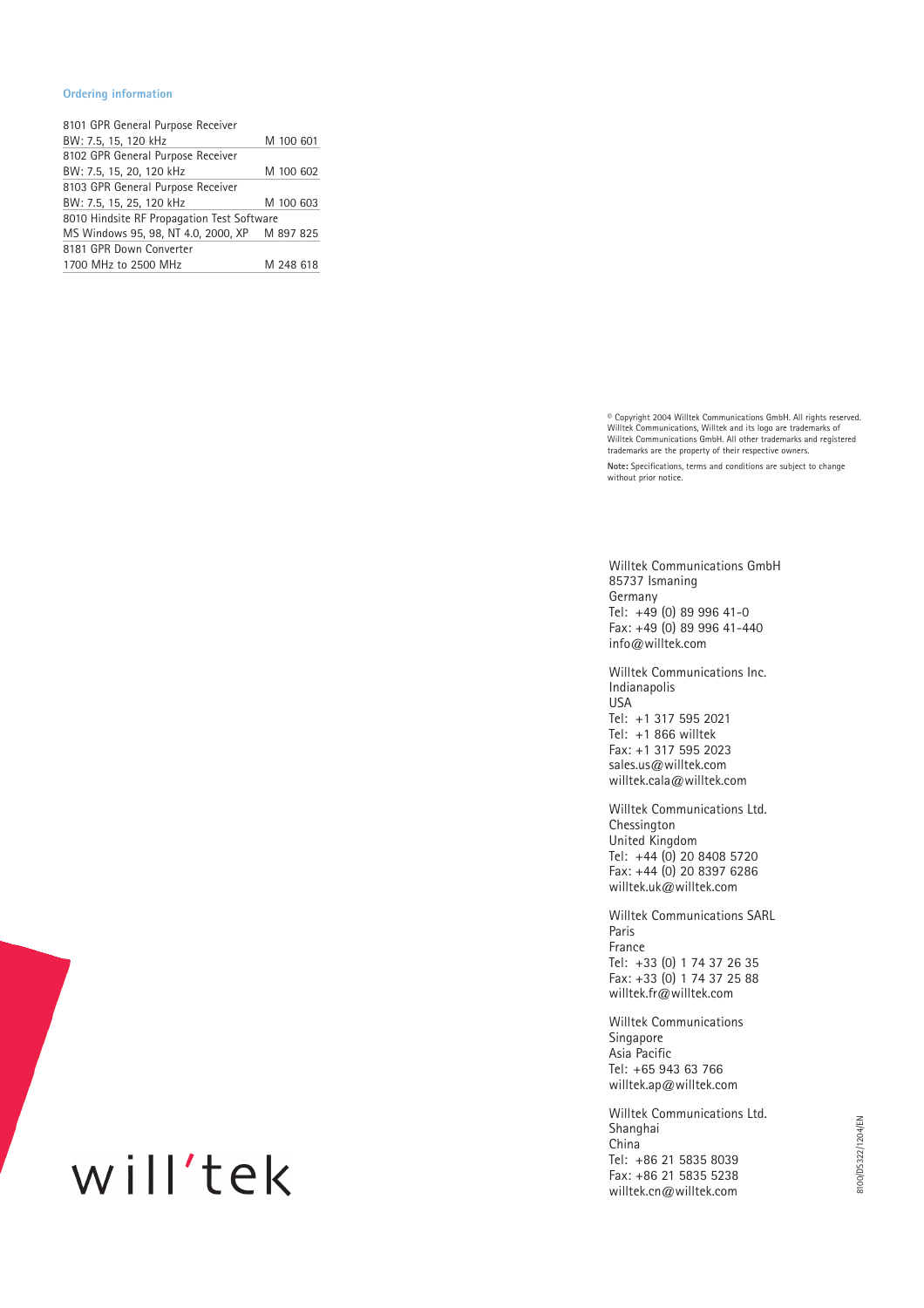## Ordering information

| | |
|---|---|
| 8101 GPR General Purpose Receiver<br>BW: 7.5, 15, 120 kHz | M 100 601 |
| 8102 GPR General Purpose Receiver<br>BW: 7.5, 15, 20, 120 kHz | M 100 602 |
| 8103 GPR General Purpose Receiver<br>BW: 7.5, 15, 25, 120 kHz | M 100 603 |
| 8010 Hindsite RF Propagation Test Software<br>MS Windows 95, 98, NT 4.0, 2000, XP | M 897 825 |
| 8181 GPR Down Converter<br>1700 MHz to 2500 MHz | M 248 618 |

© Copyright 2004 Willtek Communications GmbH. All rights reserved. Willtek Communications, Willtek and its logo are trademarks of Willtek Communications GmbH. All other trademarks and registered trademarks are the property of their respective owners.

**Note:** Specifications, terms and conditions are subject to change without prior notice.

Willtek Communications GmbH
85737 Ismaning
Germany
Tel: +49 (0) 89 996 41-0
Fax: +49 (0) 89 996 41-440
info@willtek.com

Willtek Communications Inc.
Indianapolis
USA
Tel: +1 317 595 2021
Tel: +1 866 willtek
Fax: +1 317 595 2023
sales.us@willtek.com
willtek.cala@willtek.com

Willtek Communications Ltd.
Chessington
United Kingdom
Tel: +44 (0) 20 8408 5720
Fax: +44 (0) 20 8397 6286
willtek.uk@willtek.com

Willtek Communications SARL
Paris
France
Tel: +33 (0) 1 74 37 26 35
Fax: +33 (0) 1 74 37 25 88
willtek.fr@willtek.com

Willtek Communications
Singapore
Asia Pacific
Tel: +65 943 63 766
willtek.ap@willtek.com

Willtek Communications Ltd.
Shanghai
China
Tel: +86 21 5835 8039
Fax: +86 21 5835 5238
willtek.cn@willtek.com

will'tek

8100/DS322/1204/EN